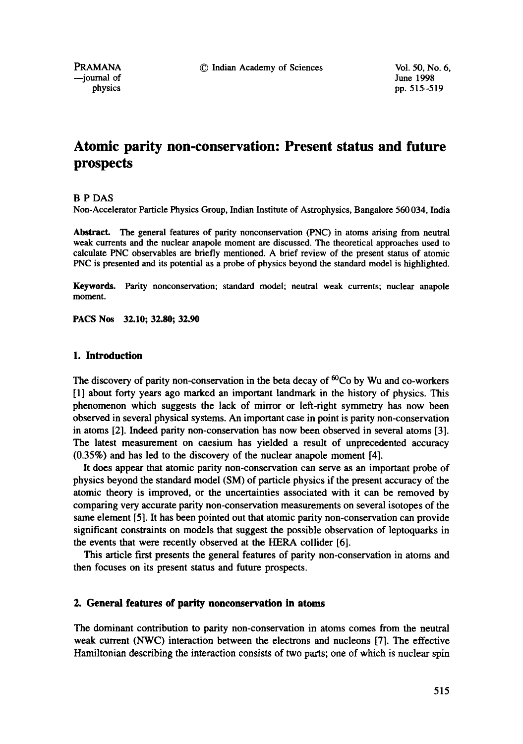# Atomic parity non-conservation: Present status and future prospects

B P DAS

Non-Accelerator Particle Physics Group, Indian Institute of Astrophysics, Bangalore 560 034, India

**Abstract.** The general features of parity nonconservation (PNC) in atoms arising from neutral weak currents and the nuclear anapole moment are discussed. The theoretical approaches used to calculate PNC observables are briefly mentioned. A brief review of the present status of atomic PNC is presented and its potential as a probe of physics beyond the standard model is highlighted.

**Keywords.** Parity nonconservation; standard model; neutral weak currents; nuclear anapole moment.

**PACS Nos** 32.10; 32.80; 32.90

## 1. Introduction

The discovery of parity non-conservation in the beta decay of $^{60}Co$ by Wu and co-workers [1] about forty years ago marked an important landmark in the history of physics. This phenomenon which suggests the lack of mirror or left-right symmetry has now been observed in several physical systems. An important case in point is parity non-conservation in atoms [2]. Indeed parity non-conservation has now been observed in several atoms [3]. The latest measurement on caesium has yielded a result of unprecedented accuracy (0.35%) and has led to the discovery of the nuclear anapole moment [4].

It does appear that atomic parity non-conservation can serve as an important probe of physics beyond the standard model (SM) of particle physics if the present accuracy of the atomic theory is improved, or the uncertainties associated with it can be removed by comparing very accurate parity non-conservation measurements on several isotopes of the same element [5]. It has been pointed out that atomic parity non-conservation can provide significant constraints on models that suggest the possible observation of leptoquarks in the events that were recently observed at the HERA collider [6].

This article first presents the general features of parity non-conservation in atoms and then focuses on its present status and future prospects.

## 2. General features of parity nonconservation in atoms

The dominant contribution to parity non-conservation in atoms comes from the neutral weak current (NWC) interaction between the electrons and nucleons [7]. The effective Hamiltonian describing the interaction consists of two parts; one of which is nuclear spin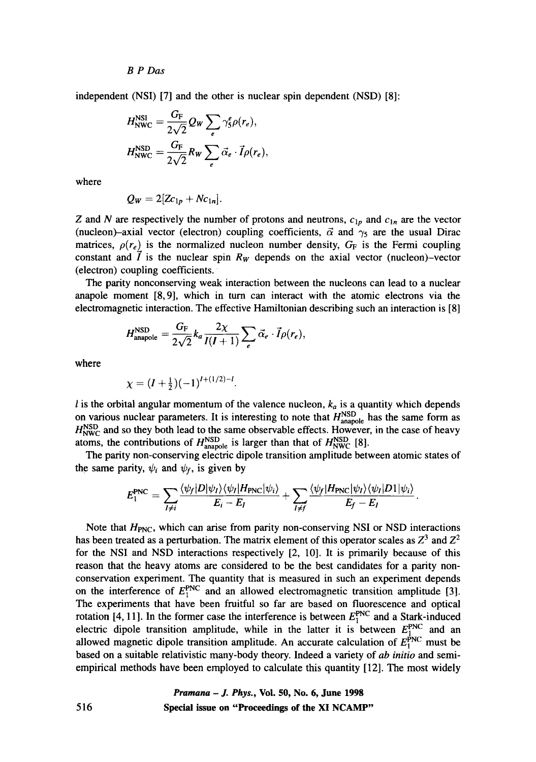independent (NSI) [7] and the other is nuclear spin dependent (NSD) [8]:

$$H_{\rm NWC}^{\rm NSI} = \frac{G_{\rm F}}{2\sqrt{2}} Q_W \sum_e \gamma_5^e \rho(r_e),$$

$$H_{\rm NWC}^{\rm NSD} = \frac{G_{\rm F}}{2\sqrt{2}} R_W \sum_e \vec{\alpha}_e \cdot \vec{I} \rho(r_e),$$

where

$$Q_W = 2[Zc_{1p} + Nc_{1n}].$$

$Z$ and $N$ are respectively the number of protons and neutrons, $c_{1p}$ and $c_{1n}$ are the vector (nucleon)–axial vector (electron) coupling coefficients, $\vec{\alpha}$ and $\gamma_5$ are the usual Dirac matrices, $\rho(r_e)$ is the normalized nucleon number density, $G_{\rm F}$ is the Fermi coupling constant and $\vec{I}$ is the nuclear spin $R_W$ depends on the axial vector (nucleon)–vector (electron) coupling coefficients.

The parity nonconserving weak interaction between the nucleons can lead to a nuclear anapole moment [8,9], which in turn can interact with the atomic electrons via the electromagnetic interaction. The effective Hamiltonian describing such an interaction is [8]

$$H_{\rm anapole}^{\rm NSD} = \frac{G_{\rm F}}{2\sqrt{2}} k_a \frac{2\chi}{I(I+1)} \sum_e \vec{\alpha}_e \cdot \vec{I} \rho(r_e),$$

where

$$\chi = (I + \tfrac{1}{2})(-1)^{I+(1/2)-l}.$$

$l$ is the orbital angular momentum of the valence nucleon, $k_a$ is a quantity which depends on various nuclear parameters. It is interesting to note that $H_{\rm anapole}^{\rm NSD}$ has the same form as $H_{\rm NWC}^{\rm NSD}$ and so they both lead to the same observable effects. However, in the case of heavy atoms, the contributions of $H_{\rm anapole}^{\rm NSD}$ is larger than that of $H_{\rm NWC}^{\rm NSD}$ [8].

The parity non-conserving electric dipole transition amplitude between atomic states of the same parity, $\psi_i$ and $\psi_f$, is given by

$$E_1^{\rm PNC} = \sum_{I \neq i} \frac{\langle \psi_f | D | \psi_I \rangle \langle \psi_I | H_{\rm PNC} | \psi_i \rangle}{E_i - E_I} + \sum_{I \neq f} \frac{\langle \psi_f | H_{\rm PNC} | \psi_I \rangle \langle \psi_I | D1 | \psi_i \rangle}{E_f - E_I}.$$

Note that $H_{\rm PNC}$, which can arise from parity non-conserving NSI or NSD interactions has been treated as a perturbation. The matrix element of this operator scales as $Z^3$ and $Z^2$ for the NSI and NSD interactions respectively [2, 10]. It is primarily because of this reason that the heavy atoms are considered to be the best candidates for a parity non-conservation experiment. The quantity that is measured in such an experiment depends on the interference of $E_1^{\rm PNC}$ and an allowed electromagnetic transition amplitude [3]. The experiments that have been fruitful so far are based on fluorescence and optical rotation [4, 11]. In the former case the interference is between $E_1^{\rm PNC}$ and a Stark-induced electric dipole transition amplitude, while in the latter it is between $E_1^{\rm PNC}$ and an allowed magnetic dipole transition amplitude. An accurate calculation of $E_1^{\rm PNC}$ must be based on a suitable relativistic many-body theory. Indeed a variety of *ab initio* and semi-empirical methods have been employed to calculate this quantity [12]. The most widely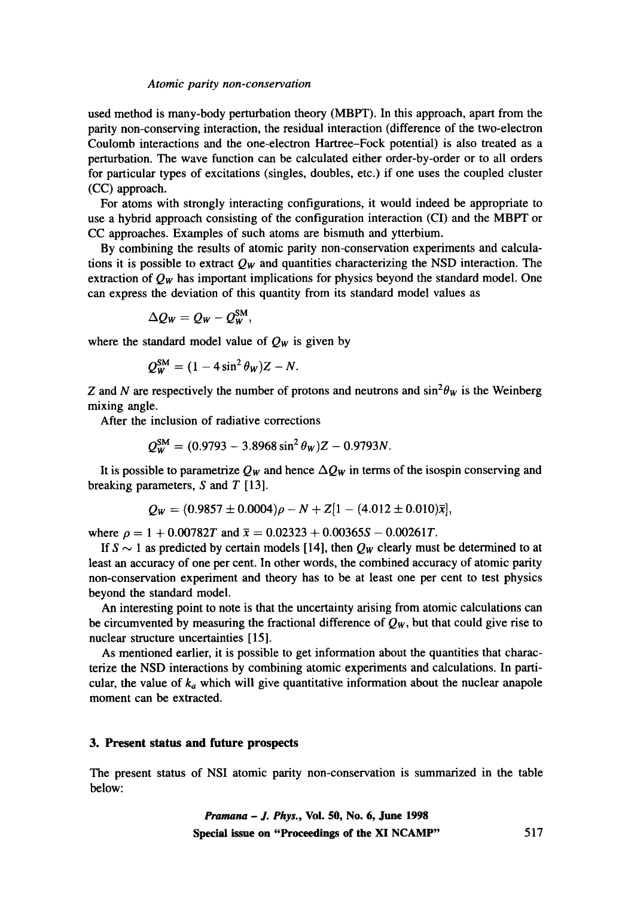used method is many-body perturbation theory (MBPT). In this approach, apart from the parity non-conserving interaction, the residual interaction (difference of the two-electron Coulomb interactions and the one-electron Hartree–Fock potential) is also treated as a perturbation. The wave function can be calculated either order-by-order or to all orders for particular types of excitations (singles, doubles, etc.) if one uses the coupled cluster (CC) approach.

For atoms with strongly interacting configurations, it would indeed be appropriate to use a hybrid approach consisting of the configuration interaction (CI) and the MBPT or CC approaches. Examples of such atoms are bismuth and ytterbium.

By combining the results of atomic parity non-conservation experiments and calculations it is possible to extract $Q_W$ and quantities characterizing the NSD interaction. The extraction of $Q_W$ has important implications for physics beyond the standard model. One can express the deviation of this quantity from its standard model values as

$$\Delta Q_W = Q_W - Q_W^{\mathrm{SM}},$$

where the standard model value of $Q_W$ is given by

$$Q_W^{\mathrm{SM}} = (1 - 4\sin^2\theta_W)Z - N.$$

$Z$ and $N$ are respectively the number of protons and neutrons and $\sin^2\theta_W$ is the Weinberg mixing angle.

After the inclusion of radiative corrections

$$Q_W^{\mathrm{SM}} = (0.9793 - 3.8968\sin^2\theta_W)Z - 0.9793N.$$

It is possible to parametrize $Q_W$ and hence $\Delta Q_W$ in terms of the isospin conserving and breaking parameters, $S$ and $T$ [13].

$$Q_W = (0.9857 \pm 0.0004)\rho - N + Z[1 - (4.012 \pm 0.010)\bar{x}],$$

where $\rho = 1 + 0.00782T$ and $\bar{x} = 0.02323 + 0.00365S - 0.00261T$.

If $S \sim 1$ as predicted by certain models [14], then $Q_W$ clearly must be determined to at least an accuracy of one per cent. In other words, the combined accuracy of atomic parity non-conservation experiment and theory has to be at least one per cent to test physics beyond the standard model.

An interesting point to note is that the uncertainty arising from atomic calculations can be circumvented by measuring the fractional difference of $Q_W$, but that could give rise to nuclear structure uncertainties [15].

As mentioned earlier, it is possible to get information about the quantities that characterize the NSD interactions by combining atomic experiments and calculations. In particular, the value of $k_a$ which will give quantitative information about the nuclear anapole moment can be extracted.

## 3. Present status and future prospects

The present status of NSI atomic parity non-conservation is summarized in the table below: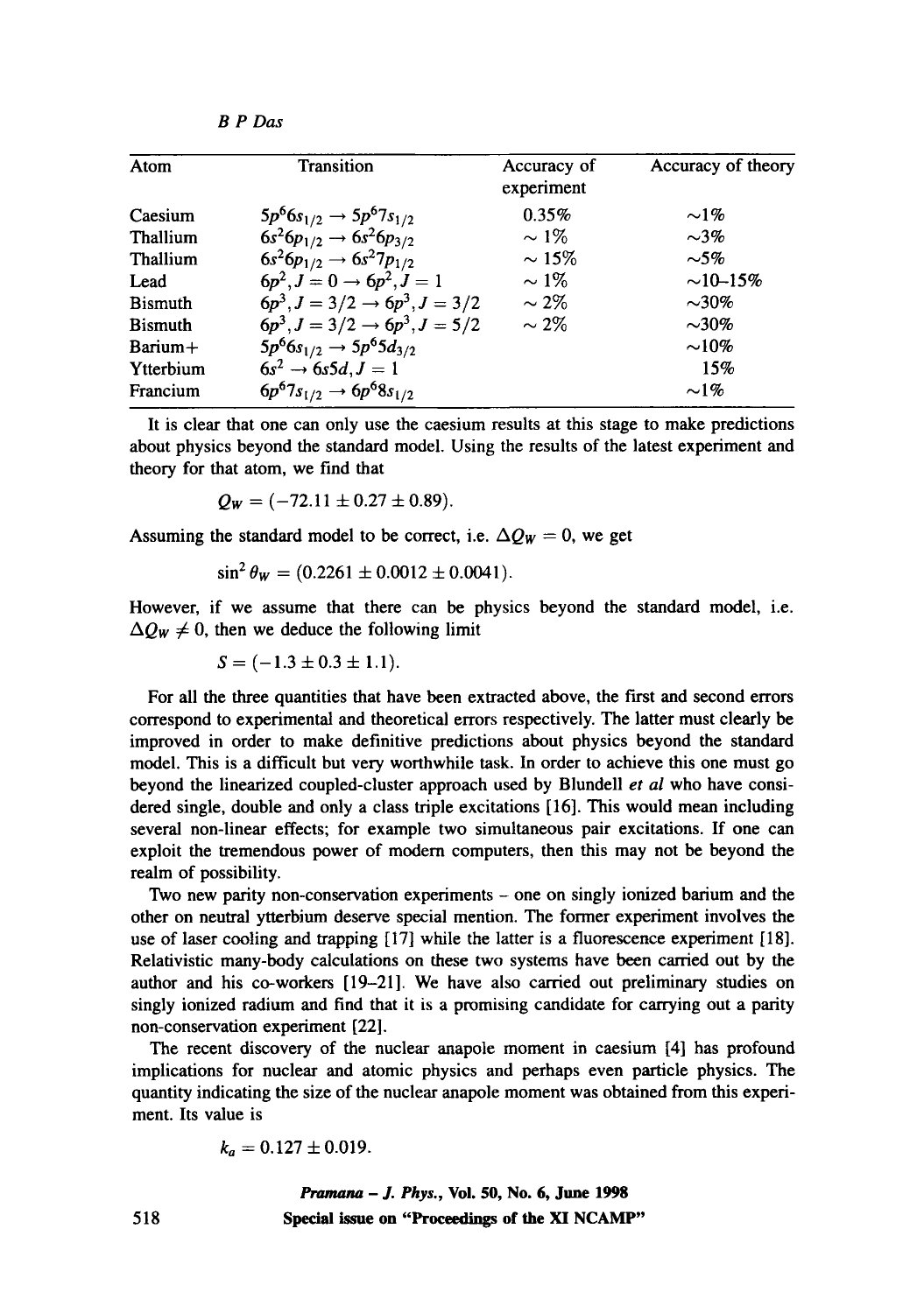| Atom | Transition | Accuracy of experiment | Accuracy of theory |
|---|---|---|---|
| Caesium | $5p^6 6s_{1/2} \rightarrow 5p^6 7s_{1/2}$ | 0.35% | ~1% |
| Thallium | $6s^2 6p_{1/2} \rightarrow 6s^2 6p_{3/2}$ | ~ 1% | ~3% |
| Thallium | $6s^2 6p_{1/2} \rightarrow 6s^2 7p_{1/2}$ | ~ 15% | ~5% |
| Lead | $6p^2, J = 0 \rightarrow 6p^2, J = 1$ | ~ 1% | ~10–15% |
| Bismuth | $6p^3, J = 3/2 \rightarrow 6p^3, J = 3/2$ | ~ 2% | ~30% |
| Bismuth | $6p^3, J = 3/2 \rightarrow 6p^3, J = 5/2$ | ~ 2% | ~30% |
| Barium+ | $5p^6 6s_{1/2} \rightarrow 5p^6 5d_{3/2}$ | | ~10% |
| Ytterbium | $6s^2 \rightarrow 6s5d, J = 1$ | | 15% |
| Francium | $6p^6 7s_{1/2} \rightarrow 6p^6 8s_{1/2}$ | | ~1% |

It is clear that one can only use the caesium results at this stage to make predictions about physics beyond the standard model. Using the results of the latest experiment and theory for that atom, we find that

$$Q_W = (-72.11 \pm 0.27 \pm 0.89).$$

Assuming the standard model to be correct, i.e. $\Delta Q_W = 0$, we get

$$\sin^2 \theta_W = (0.2261 \pm 0.0012 \pm 0.0041).$$

However, if we assume that there can be physics beyond the standard model, i.e. $\Delta Q_W \neq 0$, then we deduce the following limit

$$S = (-1.3 \pm 0.3 \pm 1.1).$$

For all the three quantities that have been extracted above, the first and second errors correspond to experimental and theoretical errors respectively. The latter must clearly be improved in order to make definitive predictions about physics beyond the standard model. This is a difficult but very worthwhile task. In order to achieve this one must go beyond the linearized coupled-cluster approach used by Blundell *et al* who have considered single, double and only a class triple excitations [16]. This would mean including several non-linear effects; for example two simultaneous pair excitations. If one can exploit the tremendous power of modern computers, then this may not be beyond the realm of possibility.

Two new parity non-conservation experiments – one on singly ionized barium and the other on neutral ytterbium deserve special mention. The former experiment involves the use of laser cooling and trapping [17] while the latter is a fluorescence experiment [18]. Relativistic many-body calculations on these two systems have been carried out by the author and his co-workers [19–21]. We have also carried out preliminary studies on singly ionized radium and find that it is a promising candidate for carrying out a parity non-conservation experiment [22].

The recent discovery of the nuclear anapole moment in caesium [4] has profound implications for nuclear and atomic physics and perhaps even particle physics. The quantity indicating the size of the nuclear anapole moment was obtained from this experiment. Its value is

$$k_a = 0.127 \pm 0.019.$$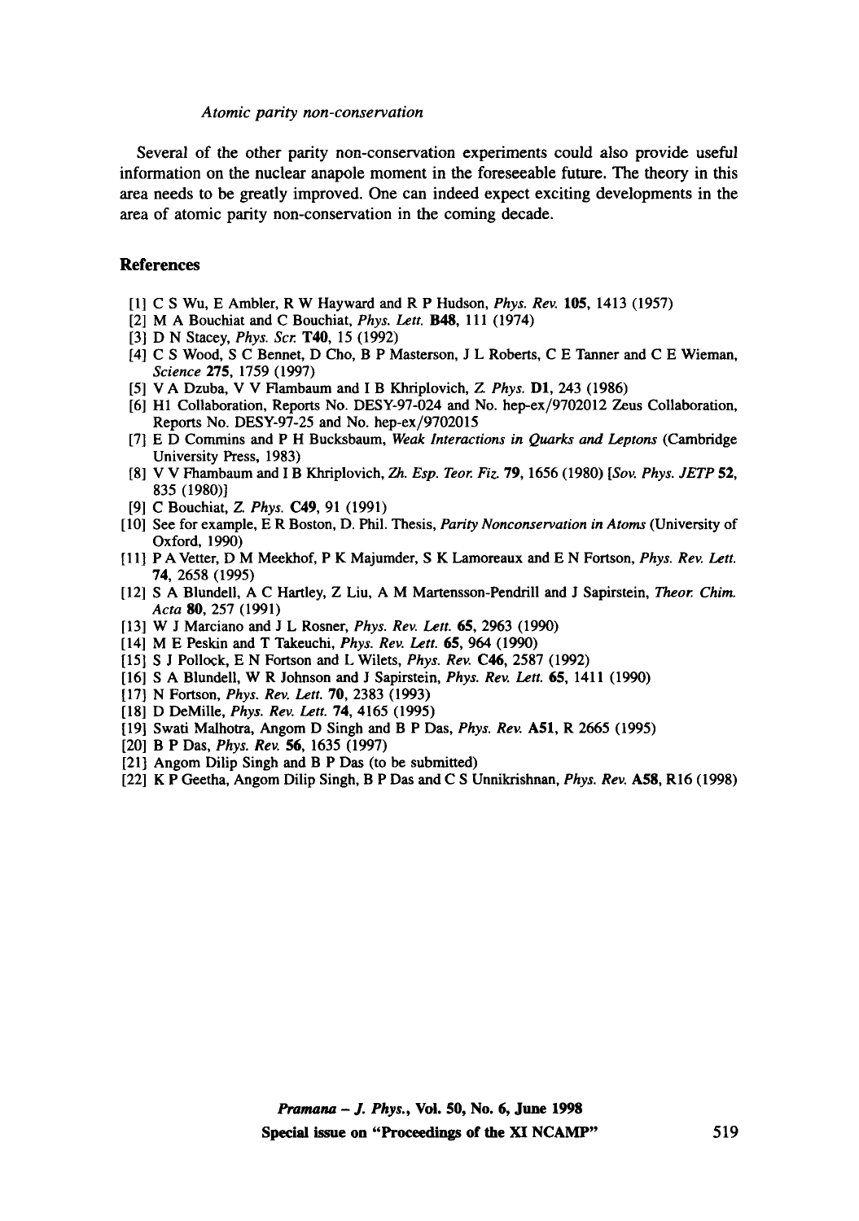Several of the other parity non-conservation experiments could also provide useful information on the nuclear anapole moment in the foreseeable future. The theory in this area needs to be greatly improved. One can indeed expect exciting developments in the area of atomic parity non-conservation in the coming decade.

## References

[1] C S Wu, E Ambler, R W Hayward and R P Hudson, *Phys. Rev.* **105**, 1413 (1957)

[2] M A Bouchiat and C Bouchiat, *Phys. Lett.* **B48**, 111 (1974)

[3] D N Stacey, *Phys. Scr.* **T40**, 15 (1992)

[4] C S Wood, S C Bennet, D Cho, B P Masterson, J L Roberts, C E Tanner and C E Wieman, *Science* **275**, 1759 (1997)

[5] V A Dzuba, V V Flambaum and I B Khriplovich, *Z. Phys.* **D1**, 243 (1986)

[6] H1 Collaboration, Reports No. DESY-97-024 and No. hep-ex/9702012 Zeus Collaboration, Reports No. DESY-97-25 and No. hep-ex/9702015

[7] E D Commins and P H Bucksbaum, *Weak Interactions in Quarks and Leptons* (Cambridge University Press, 1983)

[8] V V Fhambaum and I B Khriplovich, *Zh. Esp. Teor. Fiz.* **79**, 1656 (1980) [*Sov. Phys. JETP* **52**, 835 (1980)]

[9] C Bouchiat, *Z. Phys.* **C49**, 91 (1991)

[10] See for example, E R Boston, D. Phil. Thesis, *Parity Nonconservation in Atoms* (University of Oxford, 1990)

[11] P A Vetter, D M Meekhof, P K Majumder, S K Lamoreaux and E N Fortson, *Phys. Rev. Lett.* **74**, 2658 (1995)

[12] S A Blundell, A C Hartley, Z Liu, A M Martensson-Pendrill and J Sapirstein, *Theor. Chim. Acta* **80**, 257 (1991)

[13] W J Marciano and J L Rosner, *Phys. Rev. Lett.* **65**, 2963 (1990)

[14] M E Peskin and T Takeuchi, *Phys. Rev. Lett.* **65**, 964 (1990)

[15] S J Pollock, E N Fortson and L Wilets, *Phys. Rev.* **C46**, 2587 (1992)

[16] S A Blundell, W R Johnson and J Sapirstein, *Phys. Rev. Lett.* **65**, 1411 (1990)

[17] N Fortson, *Phys. Rev. Lett.* **70**, 2383 (1993)

[18] D DeMille, *Phys. Rev. Lett.* **74**, 4165 (1995)

[19] Swati Malhotra, Angom D Singh and B P Das, *Phys. Rev.* **A51**, R 2665 (1995)

[20] B P Das, *Phys. Rev.* **56**, 1635 (1997)

[21] Angom Dilip Singh and B P Das (to be submitted)

[22] K P Geetha, Angom Dilip Singh, B P Das and C S Unnikrishnan, *Phys. Rev.* **A58**, R16 (1998)